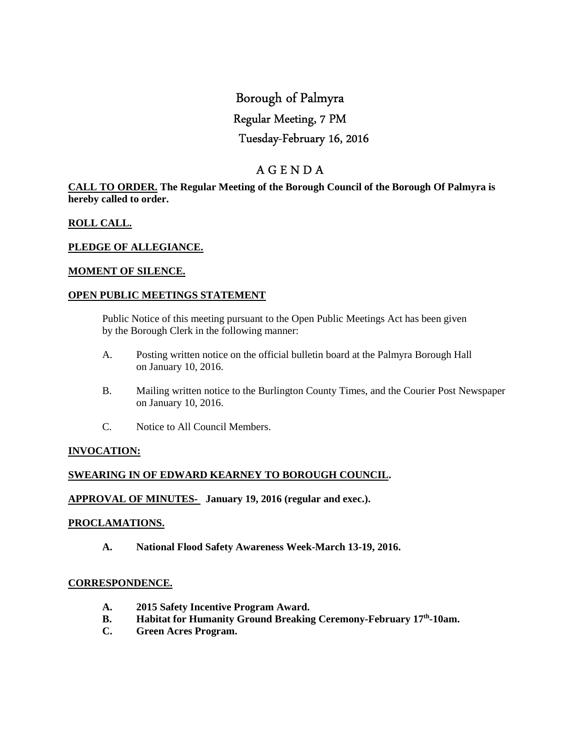# Borough of Palmyra

## Regular Meeting, 7 PM

## Tuesday-February 16, 2016

## A G E N D A

**CALL TO ORDER. The Regular Meeting of the Borough Council of the Borough Of Palmyra is hereby called to order.**

**ROLL CALL.**

**PLEDGE OF ALLEGIANCE.**

**MOMENT OF SILENCE.**

**OPEN PUBLIC MEETINGS STATEMENT**

Public Notice of this meeting pursuant to the Open Public Meetings Act has been given by the Borough Clerk in the following manner:

A. Posting written notice on the official bulletin board at the Palmyra Borough Hall on January 10, 2016.

B. Mailing written notice to the Burlington County Times, and the Courier Post Newspaper on January 10, 2016.

C. Notice to All Council Members.

**INVOCATION:**

**SWEARING IN OF EDWARD KEARNEY TO BOROUGH COUNCIL.**

**APPROVAL OF MINUTES- January 19, 2016 (regular and exec.).**

**PROCLAMATIONS.**

**A. National Flood Safety Awareness Week-March 13-19, 2016.**

**CORRESPONDENCE.**

**A. 2015 Safety Incentive Program Award.**
**B. Habitat for Humanity Ground Breaking Ceremony-February 17th-10am.**
**C. Green Acres Program.**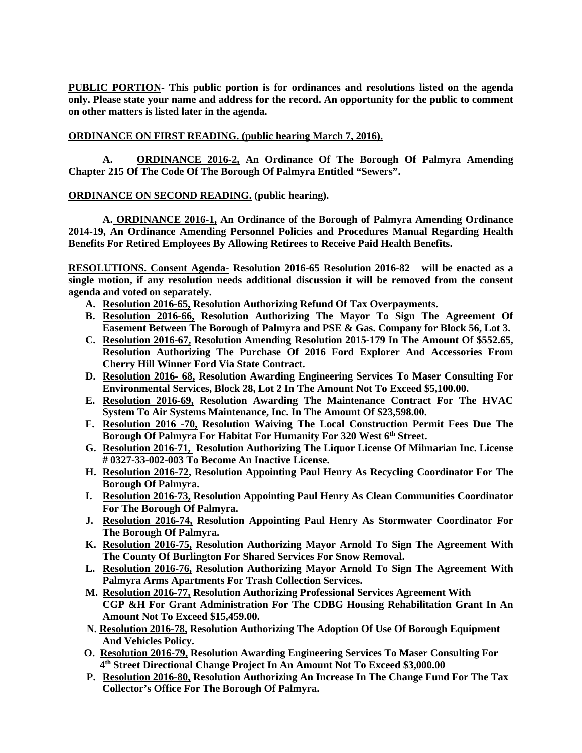**PUBLIC PORTION- This public portion is for ordinances and resolutions listed on the agenda only. Please state your name and address for the record. An opportunity for the public to comment on other matters is listed later in the agenda.**

**ORDINANCE ON FIRST READING. (public hearing March 7, 2016).**

**A. ORDINANCE 2016-2, An Ordinance Of The Borough Of Palmyra Amending Chapter 215 Of The Code Of The Borough Of Palmyra Entitled "Sewers".**

**ORDINANCE ON SECOND READING. (public hearing).**

**A. ORDINANCE 2016-1, An Ordinance of the Borough of Palmyra Amending Ordinance 2014-19, An Ordinance Amending Personnel Policies and Procedures Manual Regarding Health Benefits For Retired Employees By Allowing Retirees to Receive Paid Health Benefits.**

**RESOLUTIONS. Consent Agenda- Resolution 2016-65 Resolution 2016-82 will be enacted as a single motion, if any resolution needs additional discussion it will be removed from the consent agenda and voted on separately.**

- **A. Resolution 2016-65, Resolution Authorizing Refund Of Tax Overpayments.**
- **B. Resolution 2016-66, Resolution Authorizing The Mayor To Sign The Agreement Of Easement Between The Borough of Palmyra and PSE & Gas. Company for Block 56, Lot 3.**
- **C. Resolution 2016-67, Resolution Amending Resolution 2015-179 In The Amount Of $552.65, Resolution Authorizing The Purchase Of 2016 Ford Explorer And Accessories From Cherry Hill Winner Ford Via State Contract.**
- **D. Resolution 2016- 68, Resolution Awarding Engineering Services To Maser Consulting For Environmental Services, Block 28, Lot 2 In The Amount Not To Exceed $5,100.00.**
- **E. Resolution 2016-69, Resolution Awarding The Maintenance Contract For The HVAC System To Air Systems Maintenance, Inc. In The Amount Of $23,598.00.**
- **F. Resolution 2016 -70, Resolution Waiving The Local Construction Permit Fees Due The Borough Of Palmyra For Habitat For Humanity For 320 West 6th Street.**
- **G. Resolution 2016-71, Resolution Authorizing The Liquor License Of Milmarian Inc. License # 0327-33-002-003 To Become An Inactive License.**
- **H. Resolution 2016-72, Resolution Appointing Paul Henry As Recycling Coordinator For The Borough Of Palmyra.**
- **I. Resolution 2016-73, Resolution Appointing Paul Henry As Clean Communities Coordinator For The Borough Of Palmyra.**
- **J. Resolution 2016-74, Resolution Appointing Paul Henry As Stormwater Coordinator For The Borough Of Palmyra.**
- **K. Resolution 2016-75, Resolution Authorizing Mayor Arnold To Sign The Agreement With The County Of Burlington For Shared Services For Snow Removal.**
- **L. Resolution 2016-76, Resolution Authorizing Mayor Arnold To Sign The Agreement With Palmyra Arms Apartments For Trash Collection Services.**
- **M. Resolution 2016-77, Resolution Authorizing Professional Services Agreement With CGP &H For Grant Administration For The CDBG Housing Rehabilitation Grant In An Amount Not To Exceed $15,459.00.**
- **N. Resolution 2016-78, Resolution Authorizing The Adoption Of Use Of Borough Equipment And Vehicles Policy.**
- **O. Resolution 2016-79, Resolution Awarding Engineering Services To Maser Consulting For 4th Street Directional Change Project In An Amount Not To Exceed $3,000.00**
- **P. Resolution 2016-80, Resolution Authorizing An Increase In The Change Fund For The Tax Collector's Office For The Borough Of Palmyra.**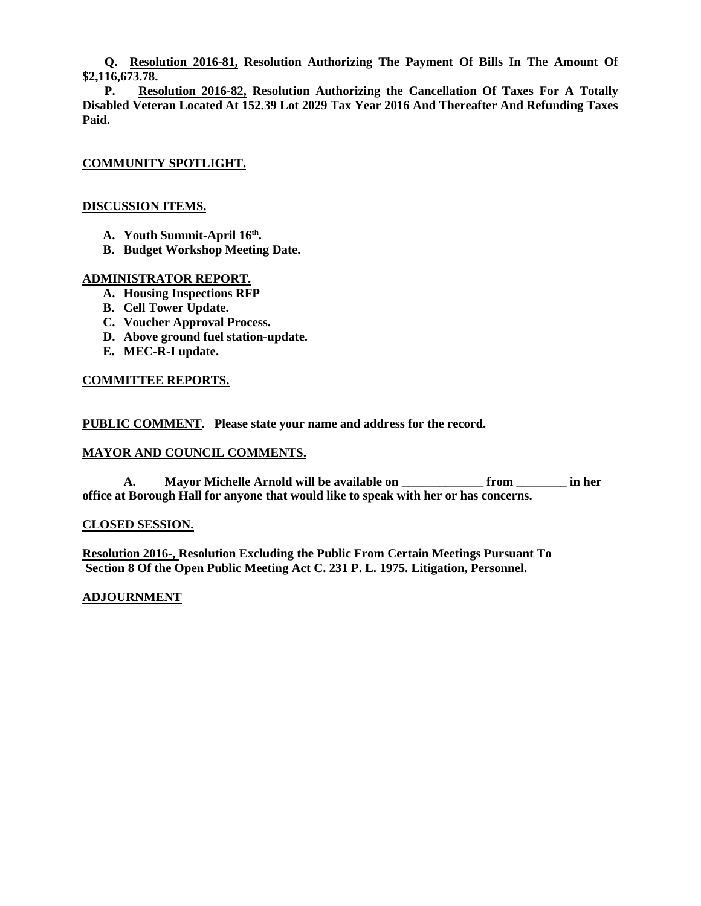**Q. Resolution 2016-81, Resolution Authorizing The Payment Of Bills In The Amount Of $2,116,673.78.**

**P. Resolution 2016-82, Resolution Authorizing the Cancellation Of Taxes For A Totally Disabled Veteran Located At 152.39 Lot 2029 Tax Year 2016 And Thereafter And Refunding Taxes Paid.**

**COMMUNITY SPOTLIGHT.**

**DISCUSSION ITEMS.**

- **A. Youth Summit-April 16th.**
- **B. Budget Workshop Meeting Date.**

**ADMINISTRATOR REPORT.**

- **A. Housing Inspections RFP**
- **B. Cell Tower Update.**
- **C. Voucher Approval Process.**
- **D. Above ground fuel station-update.**
- **E. MEC-R-I update.**

**COMMITTEE REPORTS.**

**PUBLIC COMMENT. Please state your name and address for the record.**

**MAYOR AND COUNCIL COMMENTS.**

**A. Mayor Michelle Arnold will be available on _____________ from ________ in her office at Borough Hall for anyone that would like to speak with her or has concerns.**

**CLOSED SESSION.**

**Resolution 2016-, Resolution Excluding the Public From Certain Meetings Pursuant To Section 8 Of the Open Public Meeting Act C. 231 P. L. 1975. Litigation, Personnel.**

**ADJOURNMENT**